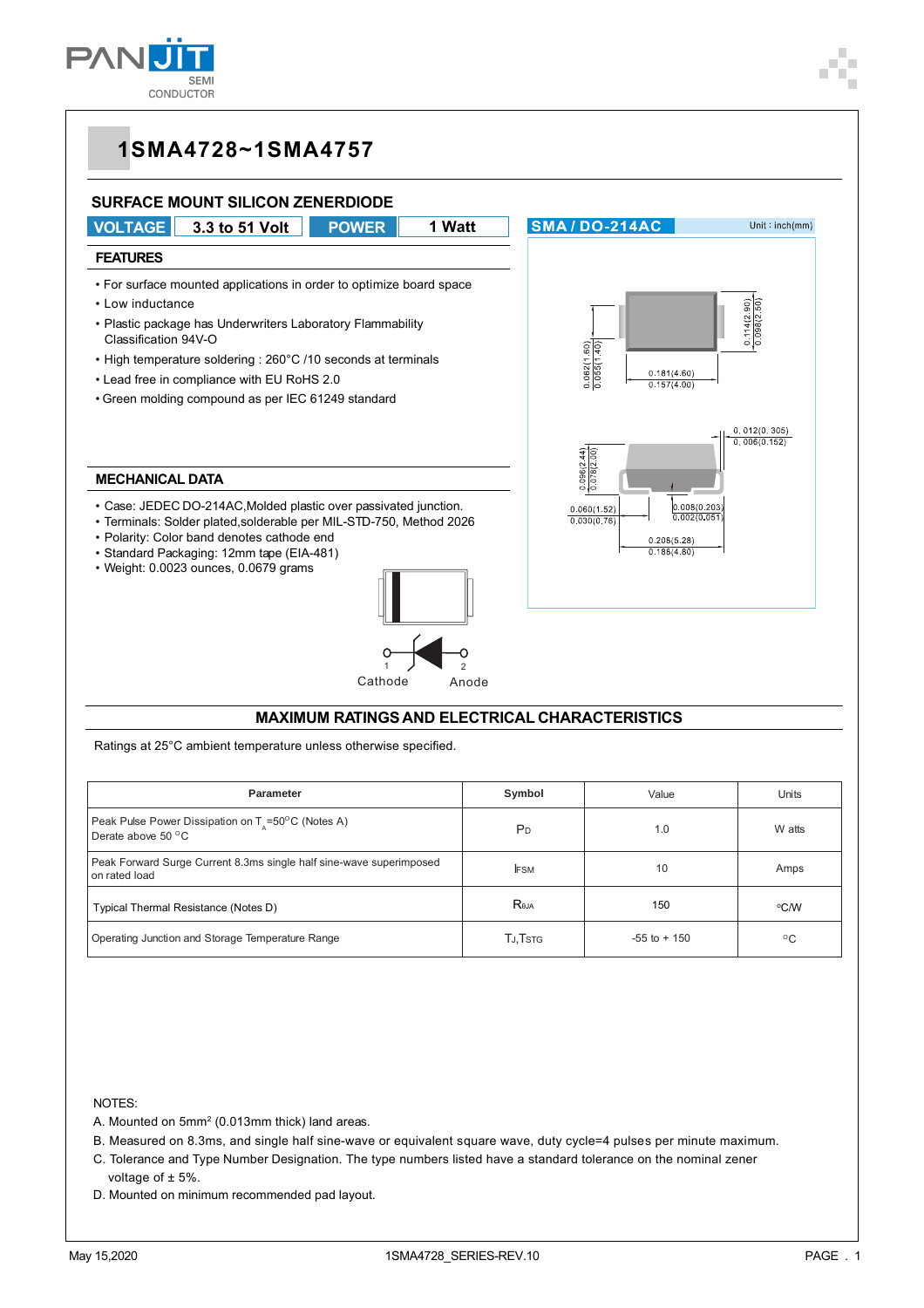# 1SMA4728~1SMA4757

## SURFACE MOUNT SILICON ZENERDIODE

| VOLTAGE | 3.3 to 51 Volt | POWER | 1 Watt |
|---|---|---|---|

SMA / DO-214AC — Unit : inch(mm)

### FEATURES

- For surface mounted applications in order to optimize board space
- Low inductance
- Plastic package has Underwriters Laboratory Flammability Classification 94V-O
- High temperature soldering : 260°C /10 seconds at terminals
- Lead free in compliance with EU RoHS 2.0
- Green molding compound as per IEC 61249 standard

### MECHANICAL DATA

- Case: JEDEC DO-214AC,Molded plastic over passivated junction.
- Terminals: Solder plated,solderable per MIL-STD-750, Method 2026
- Polarity: Color band denotes cathode end
- Standard Packaging: 12mm tape (EIA-481)
- Weight: 0.0023 ounces, 0.0679 grams

1 Cathode — 2 Anode

## MAXIMUM RATINGS AND ELECTRICAL CHARACTERISTICS

Ratings at 25°C ambient temperature unless otherwise specified.

| Parameter | Symbol | Value | Units |
|---|---|---|---|
| Peak Pulse Power Dissipation on $T_A$=50°C (Notes A) Derate above 50 °C | $P_D$ | 1.0 | W atts |
| Peak Forward Surge Current 8.3ms single half sine-wave superimposed on rated load | $I_{FSM}$ | 10 | Amps |
| Typical Thermal Resistance (Notes D) | $R_{\theta JA}$ | 150 | °C/W |
| Operating Junction and Storage Temperature Range | $T_J$,$T_{STG}$ | -55 to + 150 | °C |

NOTES:

A. Mounted on 5mm² (0.013mm thick) land areas.

B. Measured on 8.3ms, and single half sine-wave or equivalent square wave, duty cycle=4 pulses per minute maximum.

C. Tolerance and Type Number Designation. The type numbers listed have a standard tolerance on the nominal zener voltage of ± 5%.

D. Mounted on minimum recommended pad layout.

May 15,2020 — 1SMA4728_SERIES-REV.10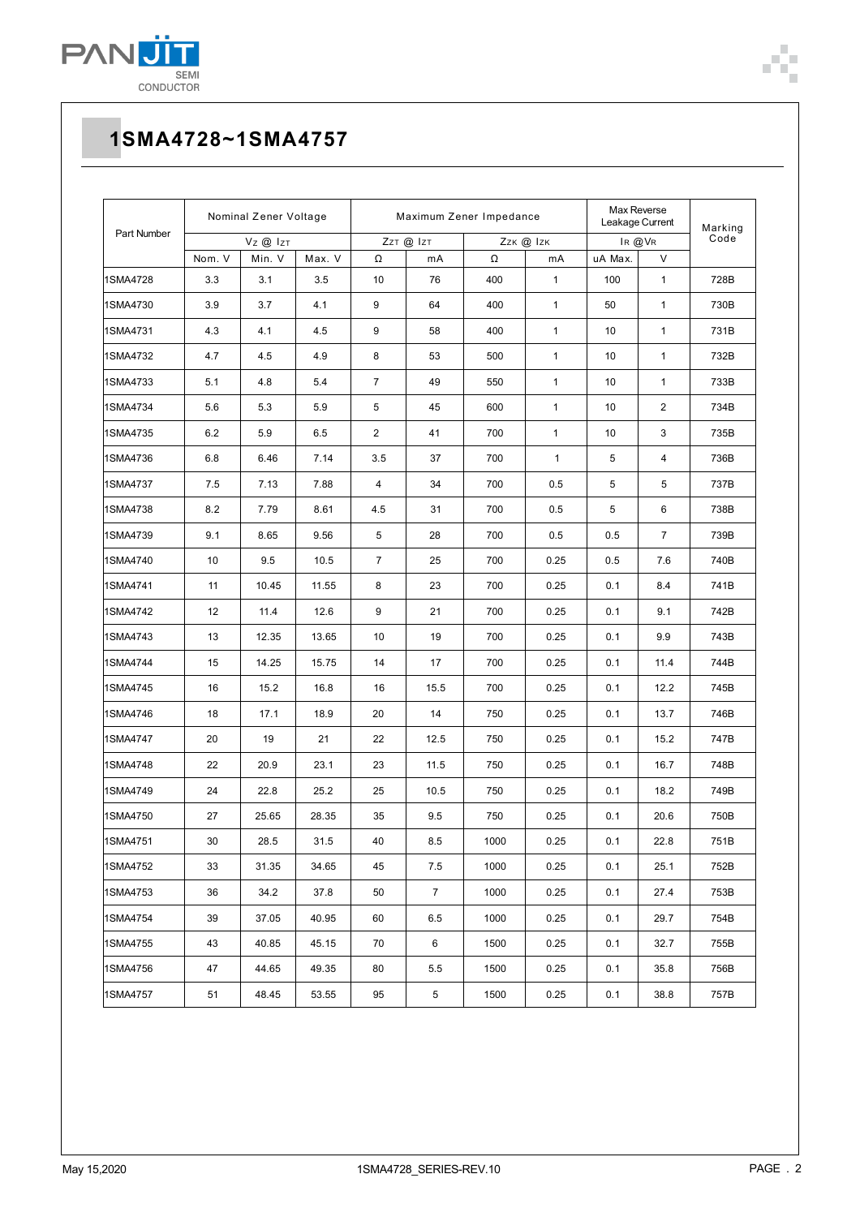# 1SMA4728~1SMA4757

| Part Number | Nominal Zener Voltage | | | Maximum Zener Impedance | | | | Max Reverse Leakage Current | | Marking Code |
|---|---|---|---|---|---|---|---|---|---|---|
| | $V_Z$ @ $I_{ZT}$ | | | $Z_{ZT}$ @ $I_{ZT}$ | | $Z_{ZK}$ @ $I_{ZK}$ | | $I_R$ @$V_R$ | | |
| | Nom. V | Min. V | Max. V | Ω | mA | Ω | mA | uA Max. | V | |
| 1SMA4728 | 3.3 | 3.1 | 3.5 | 10 | 76 | 400 | 1 | 100 | 1 | 728B |
| 1SMA4730 | 3.9 | 3.7 | 4.1 | 9 | 64 | 400 | 1 | 50 | 1 | 730B |
| 1SMA4731 | 4.3 | 4.1 | 4.5 | 9 | 58 | 400 | 1 | 10 | 1 | 731B |
| 1SMA4732 | 4.7 | 4.5 | 4.9 | 8 | 53 | 500 | 1 | 10 | 1 | 732B |
| 1SMA4733 | 5.1 | 4.8 | 5.4 | 7 | 49 | 550 | 1 | 10 | 1 | 733B |
| 1SMA4734 | 5.6 | 5.3 | 5.9 | 5 | 45 | 600 | 1 | 10 | 2 | 734B |
| 1SMA4735 | 6.2 | 5.9 | 6.5 | 2 | 41 | 700 | 1 | 10 | 3 | 735B |
| 1SMA4736 | 6.8 | 6.46 | 7.14 | 3.5 | 37 | 700 | 1 | 5 | 4 | 736B |
| 1SMA4737 | 7.5 | 7.13 | 7.88 | 4 | 34 | 700 | 0.5 | 5 | 5 | 737B |
| 1SMA4738 | 8.2 | 7.79 | 8.61 | 4.5 | 31 | 700 | 0.5 | 5 | 6 | 738B |
| 1SMA4739 | 9.1 | 8.65 | 9.56 | 5 | 28 | 700 | 0.5 | 0.5 | 7 | 739B |
| 1SMA4740 | 10 | 9.5 | 10.5 | 7 | 25 | 700 | 0.25 | 0.5 | 7.6 | 740B |
| 1SMA4741 | 11 | 10.45 | 11.55 | 8 | 23 | 700 | 0.25 | 0.1 | 8.4 | 741B |
| 1SMA4742 | 12 | 11.4 | 12.6 | 9 | 21 | 700 | 0.25 | 0.1 | 9.1 | 742B |
| 1SMA4743 | 13 | 12.35 | 13.65 | 10 | 19 | 700 | 0.25 | 0.1 | 9.9 | 743B |
| 1SMA4744 | 15 | 14.25 | 15.75 | 14 | 17 | 700 | 0.25 | 0.1 | 11.4 | 744B |
| 1SMA4745 | 16 | 15.2 | 16.8 | 16 | 15.5 | 700 | 0.25 | 0.1 | 12.2 | 745B |
| 1SMA4746 | 18 | 17.1 | 18.9 | 20 | 14 | 750 | 0.25 | 0.1 | 13.7 | 746B |
| 1SMA4747 | 20 | 19 | 21 | 22 | 12.5 | 750 | 0.25 | 0.1 | 15.2 | 747B |
| 1SMA4748 | 22 | 20.9 | 23.1 | 23 | 11.5 | 750 | 0.25 | 0.1 | 16.7 | 748B |
| 1SMA4749 | 24 | 22.8 | 25.2 | 25 | 10.5 | 750 | 0.25 | 0.1 | 18.2 | 749B |
| 1SMA4750 | 27 | 25.65 | 28.35 | 35 | 9.5 | 750 | 0.25 | 0.1 | 20.6 | 750B |
| 1SMA4751 | 30 | 28.5 | 31.5 | 40 | 8.5 | 1000 | 0.25 | 0.1 | 22.8 | 751B |
| 1SMA4752 | 33 | 31.35 | 34.65 | 45 | 7.5 | 1000 | 0.25 | 0.1 | 25.1 | 752B |
| 1SMA4753 | 36 | 34.2 | 37.8 | 50 | 7 | 1000 | 0.25 | 0.1 | 27.4 | 753B |
| 1SMA4754 | 39 | 37.05 | 40.95 | 60 | 6.5 | 1000 | 0.25 | 0.1 | 29.7 | 754B |
| 1SMA4755 | 43 | 40.85 | 45.15 | 70 | 6 | 1500 | 0.25 | 0.1 | 32.7 | 755B |
| 1SMA4756 | 47 | 44.65 | 49.35 | 80 | 5.5 | 1500 | 0.25 | 0.1 | 35.8 | 756B |
| 1SMA4757 | 51 | 48.45 | 53.55 | 95 | 5 | 1500 | 0.25 | 0.1 | 38.8 | 757B |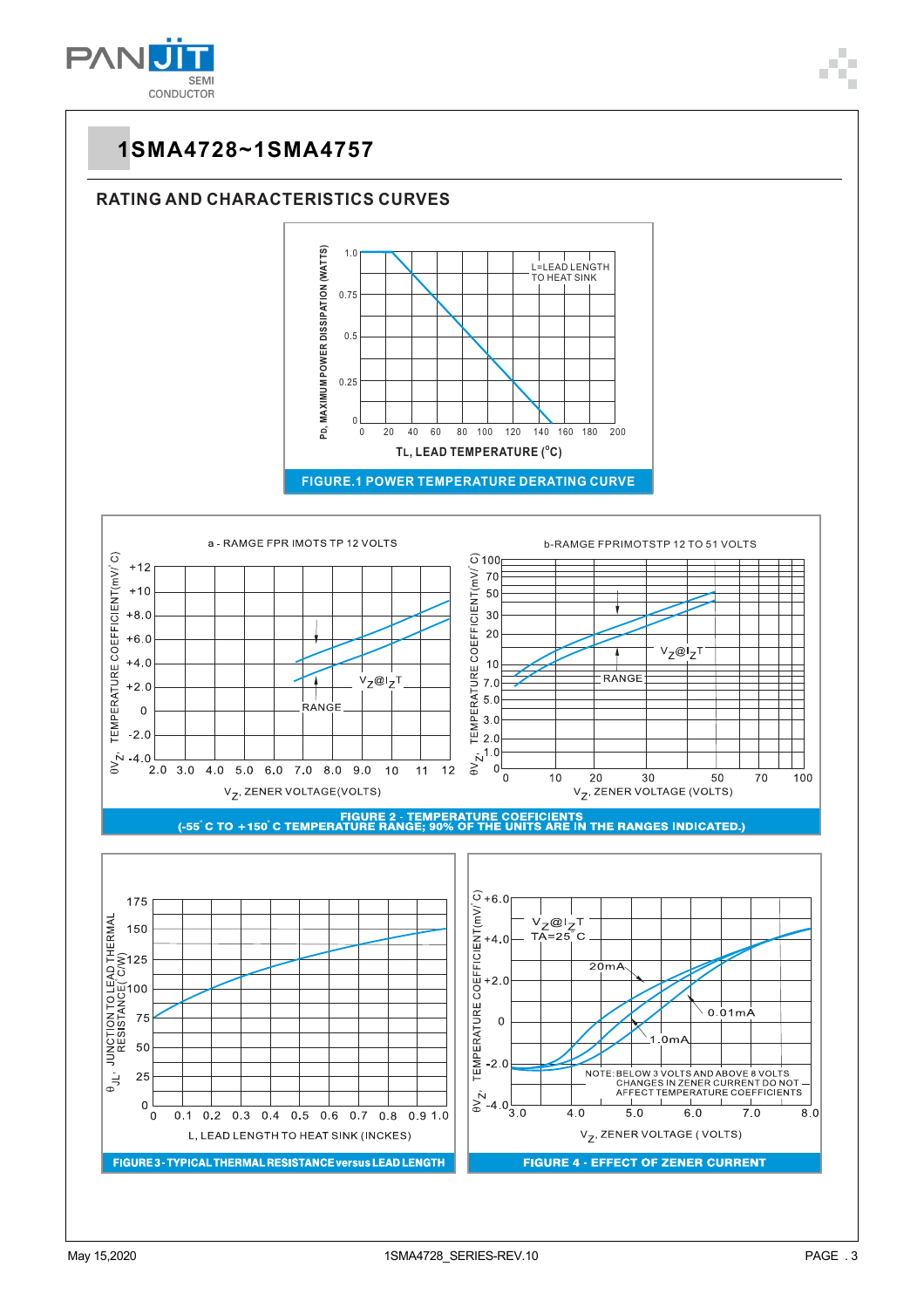# 1SMA4728~1SMA4757

## RATING AND CHARACTERISTICS CURVES

$P_D$, MAXIMUM POWER DISSIPATION (WATTS)

L=LEAD LENGTH TO HEAT SINK

$T_L$, LEAD TEMPERATURE (°C)

FIGURE.1 POWER TEMPERATURE DERATING CURVE

a - RAMGE FPR IMOTS TP 12 VOLTS

b-RAMGE FPRIMOTSTP 12 TO 51 VOLTS

$\theta V_Z$, TEMPERATURE COEFFICIENT(mV/°C)

$V_Z@I_ZT$

RANGE

$V_Z$, ZENER VOLTAGE(VOLTS)

FIGURE 2 - TEMPERATURE COEFICIENTS
(-55°C TO +150°C TEMPERATURE RANGE; 90% OF THE UNITS ARE IN THE RANGES INDICATED.)

$\theta_{JL}$, JUNCTION TO LEAD THERMAL RESISTANCE(°C/W)

L, LEAD LENGTH TO HEAT SINK (INCKES)

FIGURE 3 - TYPICAL THERMAL RESISTANCE versus LEAD LENGTH

$V_Z@I_ZT$
TA=25°C

20mA

0.01mA

1.0mA

NOTE: BELOW 3 VOLTS AND ABOVE 8 VOLTS CHANGES IN ZENER CURRENT DO NOT AFFECT TEMPERATURE COEFFICIENTS

$V_Z$, ZENER VOLTAGE ( VOLTS)

FIGURE 4 - EFFECT OF ZENER CURRENT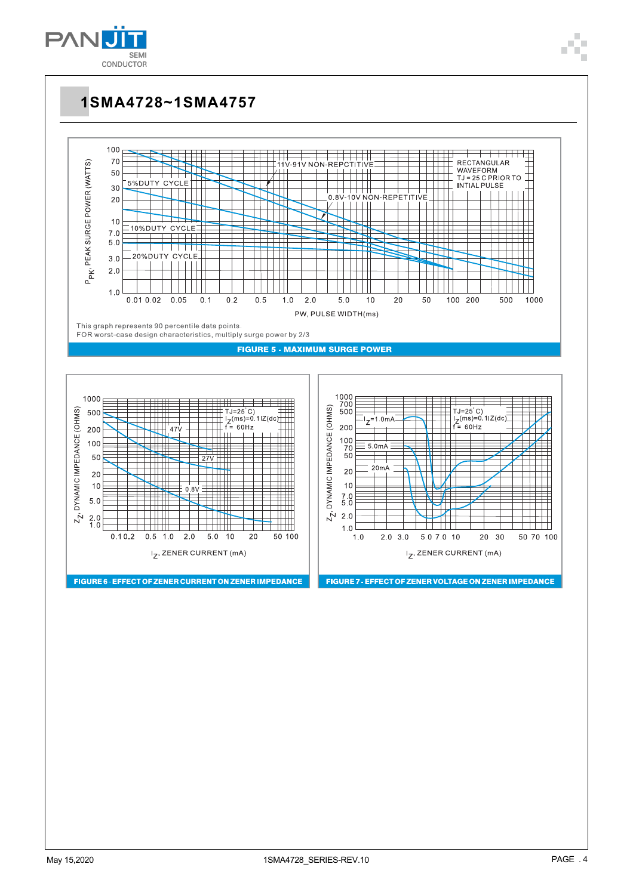# 1SMA4728~1SMA4757

P_PK, PEAK SURGE POWER (WATTS)

100, 70, 50, 30, 20, 10, 7.0, 5.0, 3.0, 2.0, 1.0

11V-91V NON-REPCTITIVE

RECTANGULAR WAVEFORM
TJ = 25 C PRIOR TO INTIAL PULSE

5%DUTY CYCLE

0.8V-10V NON-REPETITIVE

10%DUTY CYCLE

20%DUTY CYCLE

0.01 0.02 0.05 0.1 0.2 0.5 1.0 2.0 5.0 10 20 50 100 200 500 1000

PW, PULSE WIDTH(ms)

This graph represents 90 percentile data points.
FOR worst-case design characteristics, multiply surge power by 2/3

**FIGURE 5 - MAXIMUM SURGE POWER**

$Z_Z$, DYNAMIC IMPEDANCE (OHMS)

1000, 500, 200, 100, 50, 20, 10, 5.0, 2.0, 1.0

TJ=25°C)
$I_Z$(ms)=0.1IZ(dc)
f = 60Hz

47V

27V

0.8V

0.1 0.2 0.5 1.0 2.0 5.0 10 20 50 100

$I_Z$, ZENER CURRENT (mA)

**FIGURE 6 - EFFECT OF ZENER CURRENT ON ZENER IMPEDANCE**

$Z_Z$, DYNAMIC IMPEDANCE (OHMS)

1000, 700, 500, 200, 100, 70, 50, 20, 10, 7.0, 5.0, 2.0, 1.0

TJ=25°C)
$I_Z$(ms)=0.1IZ(dc)
f = 60Hz

$I_Z$=1.0mA

5.0mA

20mA

1.0 2.0 3.0 5.0 7.0 10 20 30 50 70 100

$I_Z$, ZENER CURRENT (mA)

**FIGURE 7 - EFFECT OF ZENER VOLTAGE ON ZENER IMPEDANCE**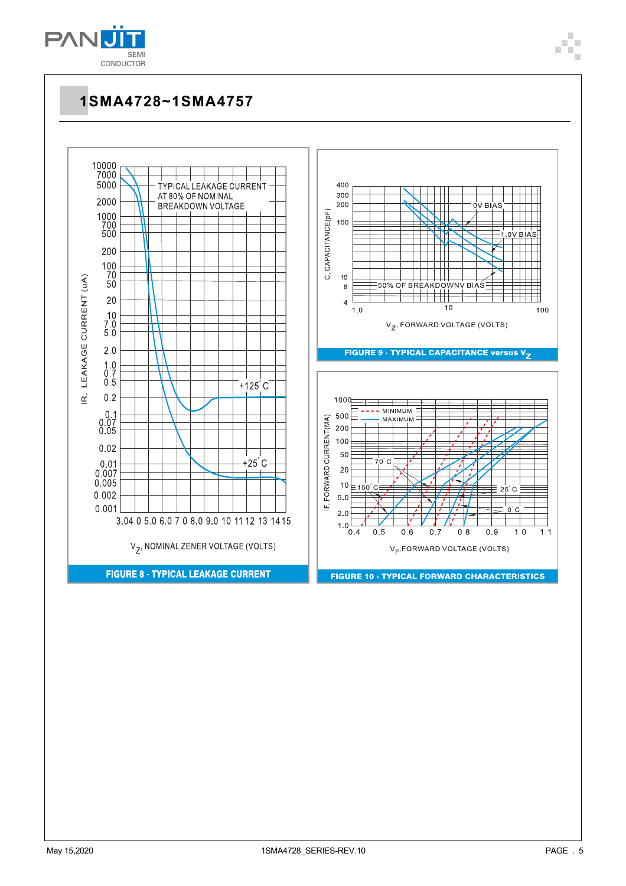# 1SMA4728~1SMA4757

FIGURE 8 - TYPICAL LEAKAGE CURRENT

FIGURE 9 - TYPICAL CAPACITANCE versus $V_Z$

FIGURE 10 - TYPICAL FORWARD CHARACTERISTICS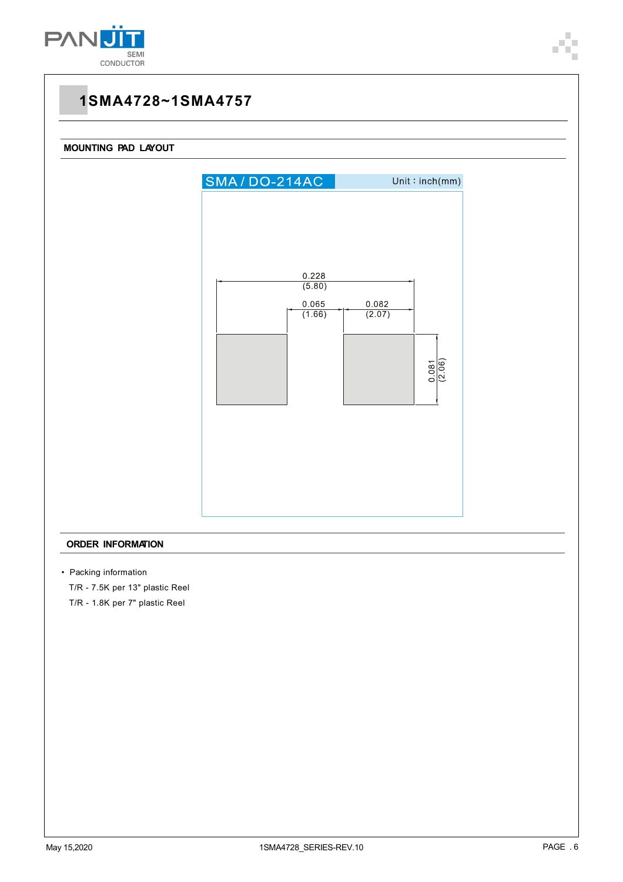# 1SMA4728~1SMA4757

## MOUNTING PAD LAYOUT

SMA / DO-214AC

Unit : inch(mm)

0.228
(5.80)

0.065
(1.66)

0.082
(2.07)

0.081
(2.06)

## ORDER INFORMATION

- Packing information

  T/R - 7.5K per 13" plastic Reel

  T/R - 1.8K per 7" plastic Reel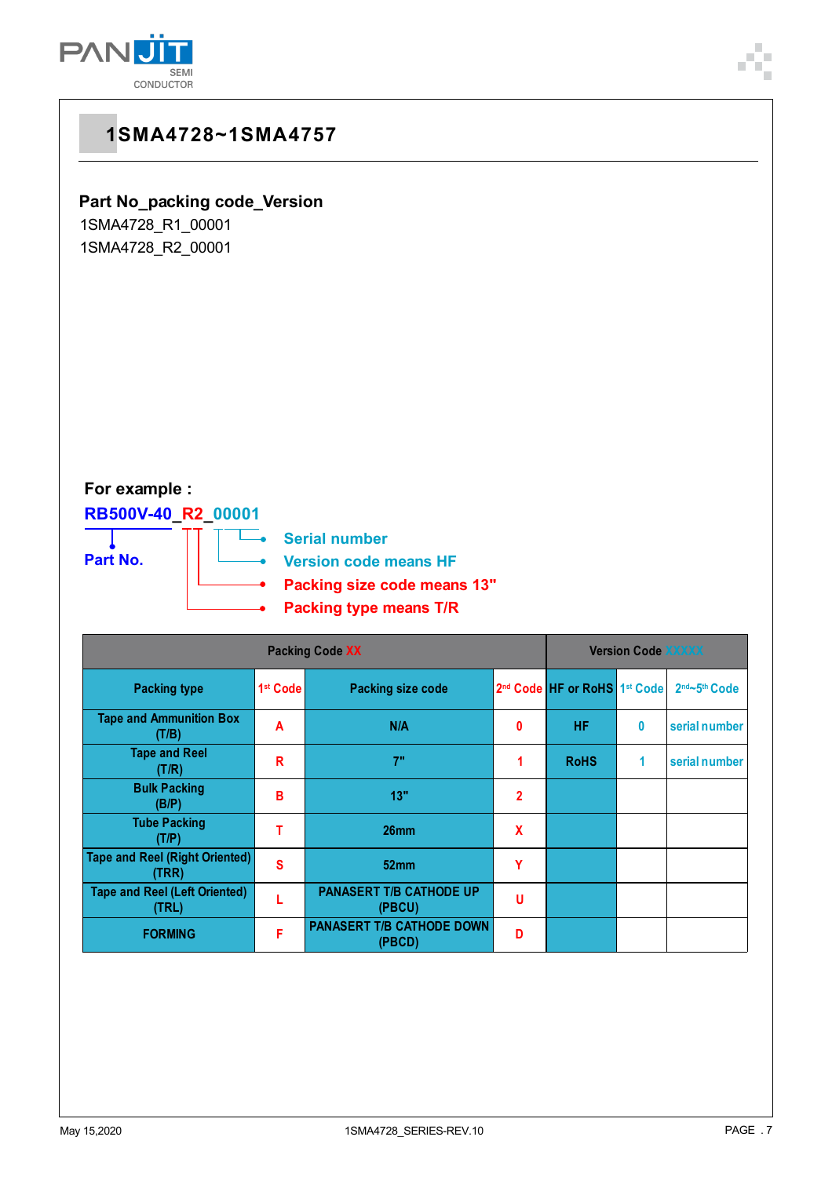# 1SMA4728~1SMA4757

**Part No_packing code_Version**

1SMA4728_R1_00001

1SMA4728_R2_00001

**For example :**

**RB500V-40_R2_00001**

- **Part No.**
- **Serial number**
- **Version code means HF**
- **Packing size code means 13"**
- **Packing type means T/R**

| Packing Code XX | | | | Version Code XXXXX | | |
|---|---|---|---|---|---|---|
| Packing type | 1st Code | Packing size code | 2nd Code | HF or RoHS | 1st Code | 2nd~5th Code |
| Tape and Ammunition Box (T/B) | A | N/A | 0 | HF | 0 | serial number |
| Tape and Reel (T/R) | R | 7" | 1 | RoHS | 1 | serial number |
| Bulk Packing (B/P) | B | 13" | 2 | | | |
| Tube Packing (T/P) | T | 26mm | X | | | |
| Tape and Reel (Right Oriented) (TRR) | S | 52mm | Y | | | |
| Tape and Reel (Left Oriented) (TRL) | L | PANASERT T/B CATHODE UP (PBCU) | U | | | |
| FORMING | F | PANASERT T/B CATHODE DOWN (PBCD) | D | | | |

May 15,2020 1SMA4728_SERIES-REV.10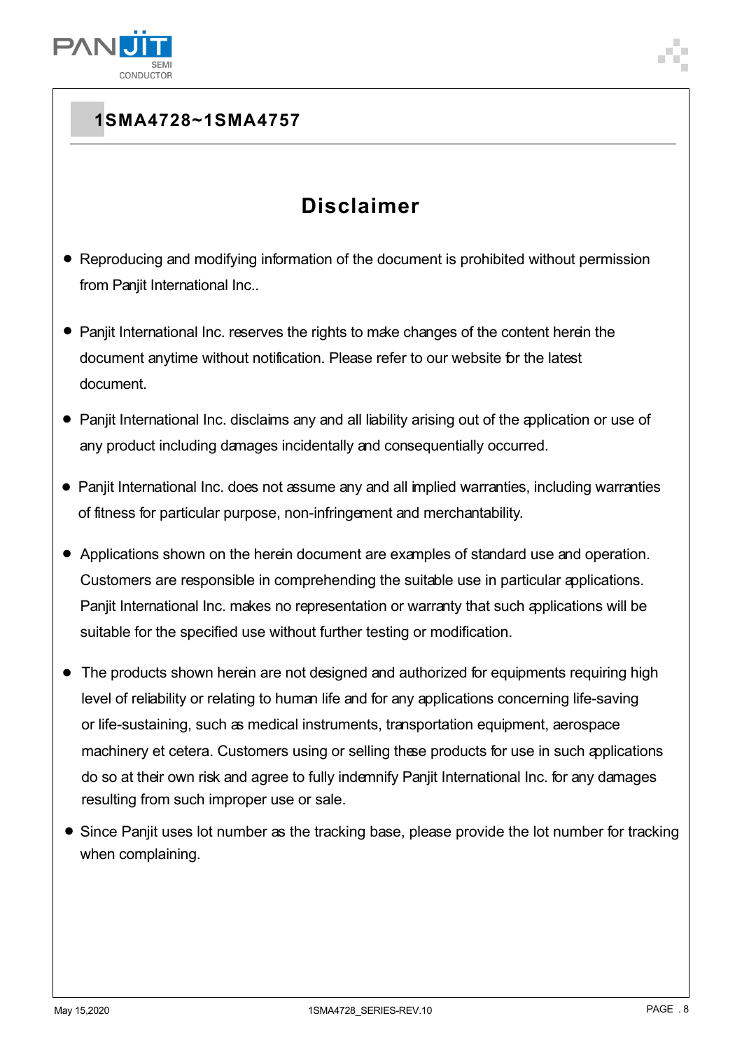# Disclaimer

- Reproducing and modifying information of the document is prohibited without permission from Panjit International Inc..
- Panjit International Inc. reserves the rights to make changes of the content herein the document anytime without notification. Please refer to our website for the latest document.
- Panjit International Inc. disclaims any and all liability arising out of the application or use of any product including damages incidentally and consequentially occurred.
- Panjit International Inc. does not assume any and all implied warranties, including warranties of fitness for particular purpose, non-infringement and merchantability.
- Applications shown on the herein document are examples of standard use and operation. Customers are responsible in comprehending the suitable use in particular applications. Panjit International Inc. makes no representation or warranty that such applications will be suitable for the specified use without further testing or modification.
- The products shown herein are not designed and authorized for equipments requiring high level of reliability or relating to human life and for any applications concerning life-saving or life-sustaining, such as medical instruments, transportation equipment, aerospace machinery et cetera. Customers using or selling these products for use in such applications do so at their own risk and agree to fully indemnify Panjit International Inc. for any damages resulting from such improper use or sale.
- Since Panjit uses lot number as the tracking base, please provide the lot number for tracking when complaining.